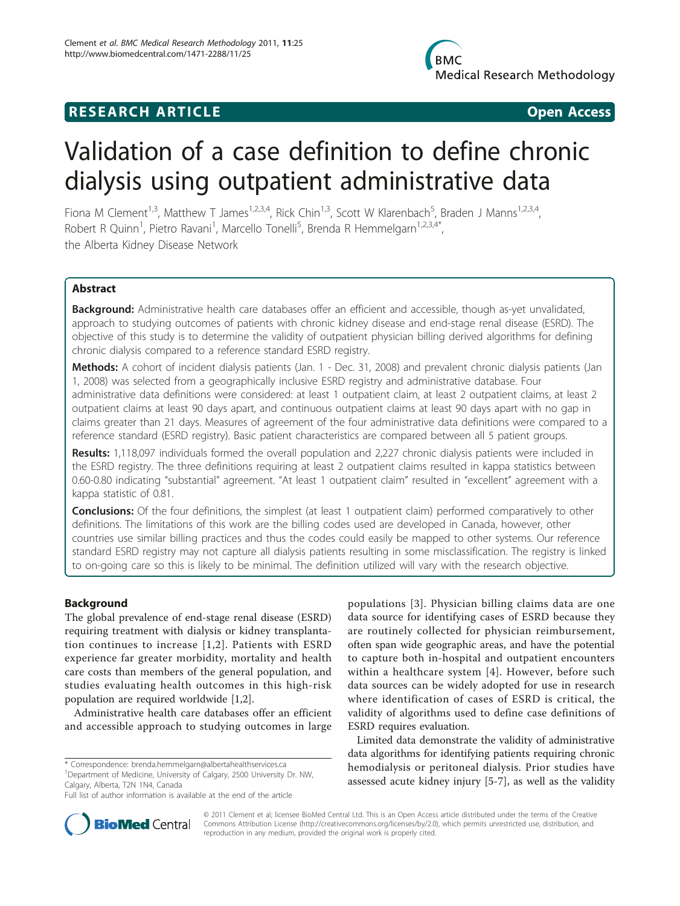RESEARCH ARTICLE | Open Access

# Validation of a case definition to define chronic dialysis using outpatient administrative data

Fiona M Clement[1,3], Matthew T James[1,2,3,4], Rick Chin[1,3], Scott W Klarenbach[5], Braden J Manns[1,2,3,4], Robert R Quinn[1], Pietro Ravani[1], Marcello Tonelli[5], Brenda R Hemmelgarn[1,2,3,4*], the Alberta Kidney Disease Network

## Abstract

**Background:** Administrative health care databases offer an efficient and accessible, though as-yet unvalidated, approach to studying outcomes of patients with chronic kidney disease and end-stage renal disease (ESRD). The objective of this study is to determine the validity of outpatient physician billing derived algorithms for defining chronic dialysis compared to a reference standard ESRD registry.

**Methods:** A cohort of incident dialysis patients (Jan. 1 - Dec. 31, 2008) and prevalent chronic dialysis patients (Jan 1, 2008) was selected from a geographically inclusive ESRD registry and administrative database. Four administrative data definitions were considered: at least 1 outpatient claim, at least 2 outpatient claims, at least 2 outpatient claims at least 90 days apart, and continuous outpatient claims at least 90 days apart with no gap in claims greater than 21 days. Measures of agreement of the four administrative data definitions were compared to a reference standard (ESRD registry). Basic patient characteristics are compared between all 5 patient groups.

**Results:** 1,118,097 individuals formed the overall population and 2,227 chronic dialysis patients were included in the ESRD registry. The three definitions requiring at least 2 outpatient claims resulted in kappa statistics between 0.60-0.80 indicating "substantial" agreement. "At least 1 outpatient claim" resulted in "excellent" agreement with a kappa statistic of 0.81.

**Conclusions:** Of the four definitions, the simplest (at least 1 outpatient claim) performed comparatively to other definitions. The limitations of this work are the billing codes used are developed in Canada, however, other countries use similar billing practices and thus the codes could easily be mapped to other systems. Our reference standard ESRD registry may not capture all dialysis patients resulting in some misclassification. The registry is linked to on-going care so this is likely to be minimal. The definition utilized will vary with the research objective.

## Background

The global prevalence of end-stage renal disease (ESRD) requiring treatment with dialysis or kidney transplantation continues to increase [1,2]. Patients with ESRD experience far greater morbidity, mortality and health care costs than members of the general population, and studies evaluating health outcomes in this high-risk population are required worldwide [1,2].

Administrative health care databases offer an efficient and accessible approach to studying outcomes in large populations [3]. Physician billing claims data are one data source for identifying cases of ESRD because they are routinely collected for physician reimbursement, often span wide geographic areas, and have the potential to capture both in-hospital and outpatient encounters within a healthcare system [4]. However, before such data sources can be widely adopted for use in research where identification of cases of ESRD is critical, the validity of algorithms used to define case definitions of ESRD requires evaluation.

Limited data demonstrate the validity of administrative data algorithms for identifying patients requiring chronic hemodialysis or peritoneal dialysis. Prior studies have assessed acute kidney injury [5-7], as well as the validity

\* Correspondence: brenda.hemmelgarn@albertahealthservices.ca
[1]Department of Medicine, University of Calgary, 2500 University Dr. NW, Calgary, Alberta, T2N 1N4, Canada
Full list of author information is available at the end of the article

© 2011 Clement et al; licensee BioMed Central Ltd. This is an Open Access article distributed under the terms of the Creative Commons Attribution License (http://creativecommons.org/licenses/by/2.0), which permits unrestricted use, distribution, and reproduction in any medium, provided the original work is properly cited.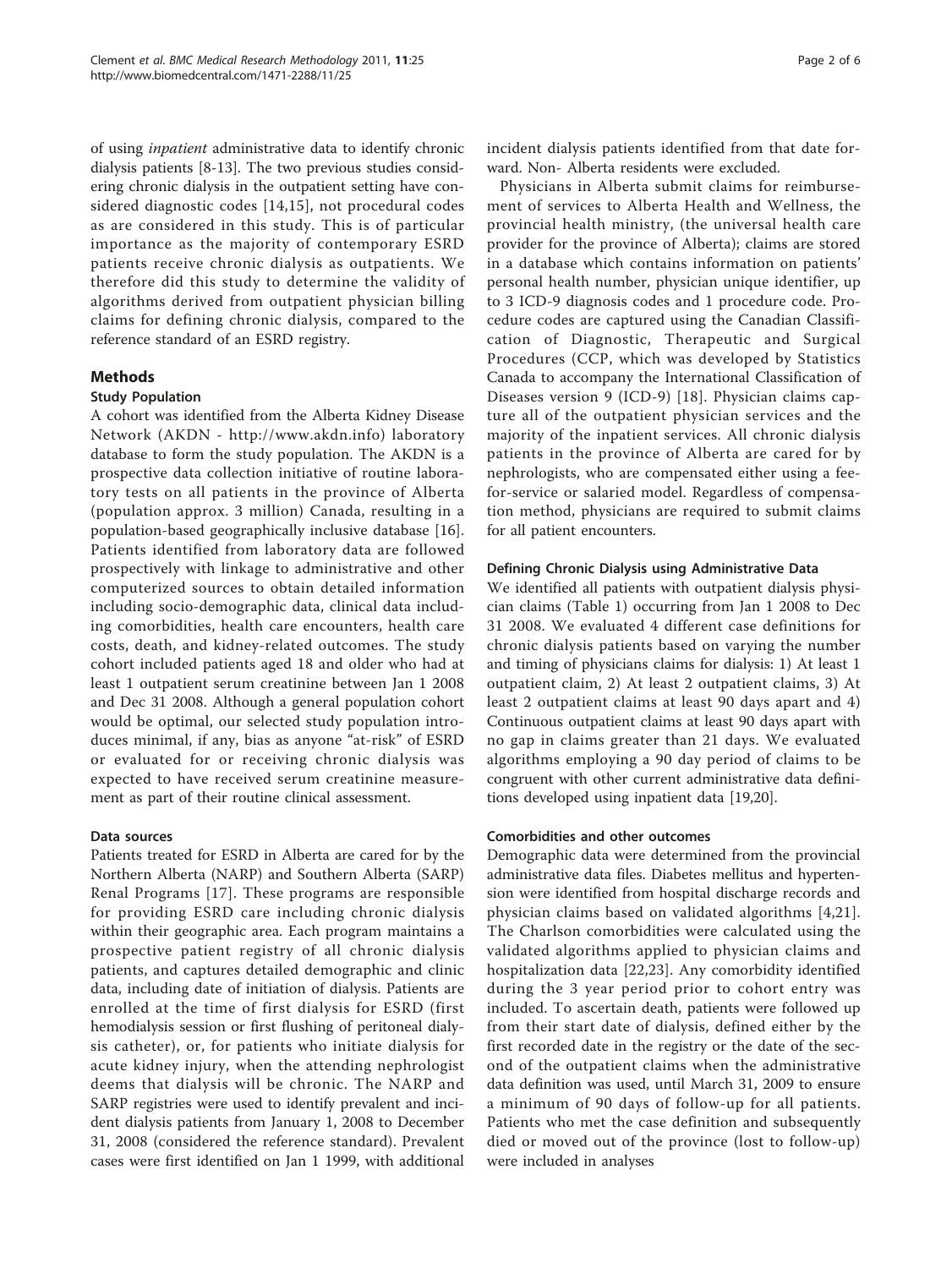of using *inpatient* administrative data to identify chronic dialysis patients [8-13]. The two previous studies considering chronic dialysis in the outpatient setting have considered diagnostic codes [14,15], not procedural codes as are considered in this study. This is of particular importance as the majority of contemporary ESRD patients receive chronic dialysis as outpatients. We therefore did this study to determine the validity of algorithms derived from outpatient physician billing claims for defining chronic dialysis, compared to the reference standard of an ESRD registry.

## Methods

### Study Population

A cohort was identified from the Alberta Kidney Disease Network (AKDN - http://www.akdn.info) laboratory database to form the study population. The AKDN is a prospective data collection initiative of routine laboratory tests on all patients in the province of Alberta (population approx. 3 million) Canada, resulting in a population-based geographically inclusive database [16]. Patients identified from laboratory data are followed prospectively with linkage to administrative and other computerized sources to obtain detailed information including socio-demographic data, clinical data including comorbidities, health care encounters, health care costs, death, and kidney-related outcomes. The study cohort included patients aged 18 and older who had at least 1 outpatient serum creatinine between Jan 1 2008 and Dec 31 2008. Although a general population cohort would be optimal, our selected study population introduces minimal, if any, bias as anyone "at-risk" of ESRD or evaluated for or receiving chronic dialysis was expected to have received serum creatinine measurement as part of their routine clinical assessment.

### Data sources

Patients treated for ESRD in Alberta are cared for by the Northern Alberta (NARP) and Southern Alberta (SARP) Renal Programs [17]. These programs are responsible for providing ESRD care including chronic dialysis within their geographic area. Each program maintains a prospective patient registry of all chronic dialysis patients, and captures detailed demographic and clinic data, including date of initiation of dialysis. Patients are enrolled at the time of first dialysis for ESRD (first hemodialysis session or first flushing of peritoneal dialysis catheter), or, for patients who initiate dialysis for acute kidney injury, when the attending nephrologist deems that dialysis will be chronic. The NARP and SARP registries were used to identify prevalent and incident dialysis patients from January 1, 2008 to December 31, 2008 (considered the reference standard). Prevalent cases were first identified on Jan 1 1999, with additional incident dialysis patients identified from that date forward. Non- Alberta residents were excluded.

Physicians in Alberta submit claims for reimbursement of services to Alberta Health and Wellness, the provincial health ministry, (the universal health care provider for the province of Alberta); claims are stored in a database which contains information on patients' personal health number, physician unique identifier, up to 3 ICD-9 diagnosis codes and 1 procedure code. Procedure codes are captured using the Canadian Classification of Diagnostic, Therapeutic and Surgical Procedures (CCP, which was developed by Statistics Canada to accompany the International Classification of Diseases version 9 (ICD-9) [18]. Physician claims capture all of the outpatient physician services and the majority of the inpatient services. All chronic dialysis patients in the province of Alberta are cared for by nephrologists, who are compensated either using a fee-for-service or salaried model. Regardless of compensation method, physicians are required to submit claims for all patient encounters.

### Defining Chronic Dialysis using Administrative Data

We identified all patients with outpatient dialysis physician claims (Table 1) occurring from Jan 1 2008 to Dec 31 2008. We evaluated 4 different case definitions for chronic dialysis patients based on varying the number and timing of physicians claims for dialysis: 1) At least 1 outpatient claim, 2) At least 2 outpatient claims, 3) At least 2 outpatient claims at least 90 days apart and 4) Continuous outpatient claims at least 90 days apart with no gap in claims greater than 21 days. We evaluated algorithms employing a 90 day period of claims to be congruent with other current administrative data definitions developed using inpatient data [19,20].

### Comorbidities and other outcomes

Demographic data were determined from the provincial administrative data files. Diabetes mellitus and hypertension were identified from hospital discharge records and physician claims based on validated algorithms [4,21]. The Charlson comorbidities were calculated using the validated algorithms applied to physician claims and hospitalization data [22,23]. Any comorbidity identified during the 3 year period prior to cohort entry was included. To ascertain death, patients were followed up from their start date of dialysis, defined either by the first recorded date in the registry or the date of the second of the outpatient claims when the administrative data definition was used, until March 31, 2009 to ensure a minimum of 90 days of follow-up for all patients. Patients who met the case definition and subsequently died or moved out of the province (lost to follow-up) were included in analyses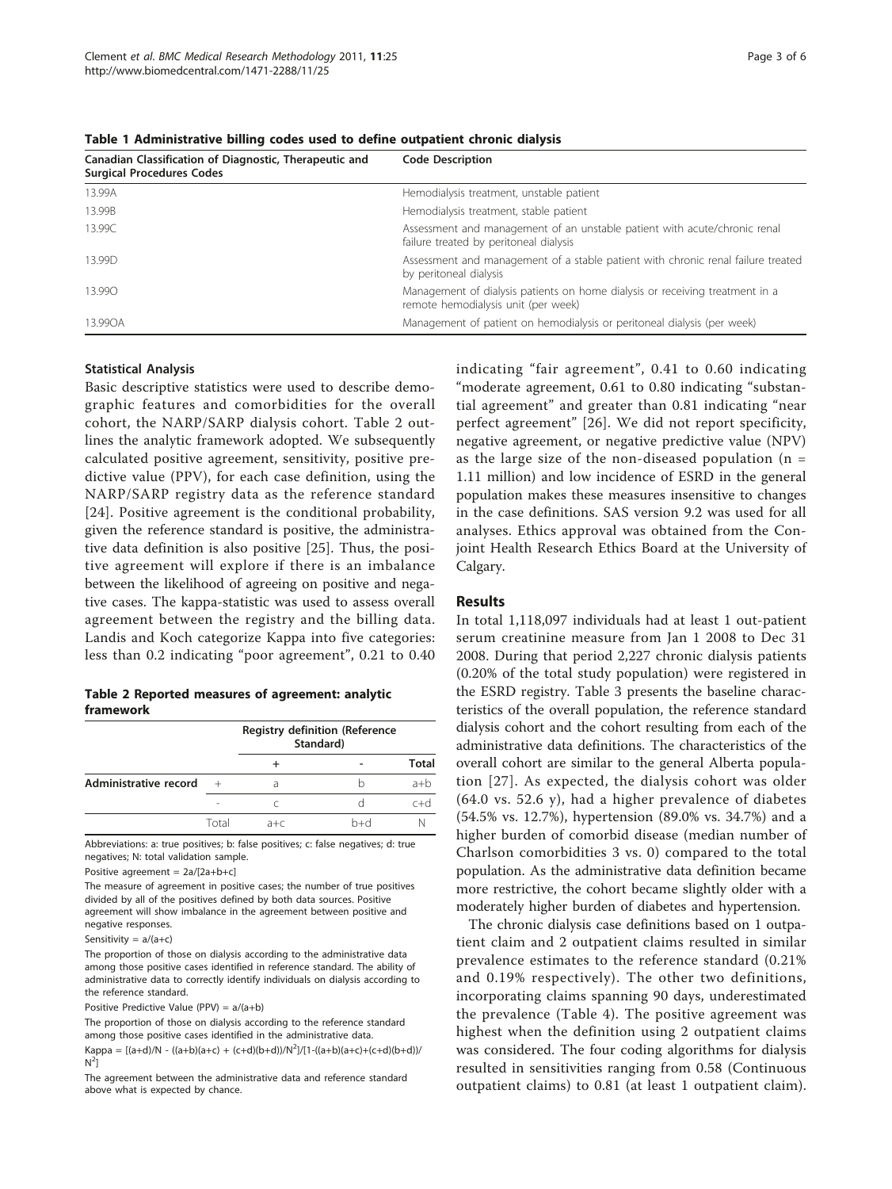**Table 1 Administrative billing codes used to define outpatient chronic dialysis**

| Canadian Classification of Diagnostic, Therapeutic and Surgical Procedures Codes | Code Description |
|---|---|
| 13.99A | Hemodialysis treatment, unstable patient |
| 13.99B | Hemodialysis treatment, stable patient |
| 13.99C | Assessment and management of an unstable patient with acute/chronic renal failure treated by peritoneal dialysis |
| 13.99D | Assessment and management of a stable patient with chronic renal failure treated by peritoneal dialysis |
| 13.99O | Management of dialysis patients on home dialysis or receiving treatment in a remote hemodialysis unit (per week) |
| 13.99OA | Management of patient on hemodialysis or peritoneal dialysis (per week) |

### Statistical Analysis

Basic descriptive statistics were used to describe demographic features and comorbidities for the overall cohort, the NARP/SARP dialysis cohort. Table 2 outlines the analytic framework adopted. We subsequently calculated positive agreement, sensitivity, positive predictive value (PPV), for each case definition, using the NARP/SARP registry data as the reference standard [24]. Positive agreement is the conditional probability, given the reference standard is positive, the administrative data definition is also positive [25]. Thus, the positive agreement will explore if there is an imbalance between the likelihood of agreeing on positive and negative cases. The kappa-statistic was used to assess overall agreement between the registry and the billing data. Landis and Koch categorize Kappa into five categories: less than 0.2 indicating "poor agreement", 0.21 to 0.40 indicating "fair agreement", 0.41 to 0.60 indicating "moderate agreement, 0.61 to 0.80 indicating "substantial agreement" and greater than 0.81 indicating "near perfect agreement" [26]. We did not report specificity, negative agreement, or negative predictive value (NPV) as the large size of the non-diseased population (n = 1.11 million) and low incidence of ESRD in the general population makes these measures insensitive to changes in the case definitions. SAS version 9.2 was used for all analyses. Ethics approval was obtained from the Conjoint Health Research Ethics Board at the University of Calgary.

**Table 2 Reported measures of agreement: analytic framework**

| | | Registry definition (Reference Standard) | | |
|---|---|---|---|---|
| | | + | - | Total |
| **Administrative record** | + | a | b | a+b |
| | - | c | d | c+d |
| | Total | a+c | b+d | N |

Abbreviations: a: true positives; b: false positives; c: false negatives; d: true negatives; N: total validation sample.

Positive agreement = 2a/[2a+b+c]

The measure of agreement in positive cases; the number of true positives divided by all of the positives defined by both data sources. Positive agreement will show imbalance in the agreement between positive and negative responses.

Sensitivity = a/(a+c)

The proportion of those on dialysis according to the administrative data among those positive cases identified in reference standard. The ability of administrative data to correctly identify individuals on dialysis according to the reference standard.

Positive Predictive Value (PPV) = a/(a+b)

The proportion of those on dialysis according to the reference standard among those positive cases identified in the administrative data.

Kappa = $[(a+d)/N - ((a+b)(a+c) + (c+d)(b+d))/N^2]/[1-((a+b)(a+c)+(c+d)(b+d))/N^2]$

The agreement between the administrative data and reference standard above what is expected by chance.

## Results

In total 1,118,097 individuals had at least 1 out-patient serum creatinine measure from Jan 1 2008 to Dec 31 2008. During that period 2,227 chronic dialysis patients (0.20% of the total study population) were registered in the ESRD registry. Table 3 presents the baseline characteristics of the overall population, the reference standard dialysis cohort and the cohort resulting from each of the administrative data definitions. The characteristics of the overall cohort are similar to the general Alberta population [27]. As expected, the dialysis cohort was older (64.0 vs. 52.6 y), had a higher prevalence of diabetes (54.5% vs. 12.7%), hypertension (89.0% vs. 34.7%) and a higher burden of comorbid disease (median number of Charlson comorbidities 3 vs. 0) compared to the total population. As the administrative data definition became more restrictive, the cohort became slightly older with a moderately higher burden of diabetes and hypertension.

The chronic dialysis case definitions based on 1 outpatient claim and 2 outpatient claims resulted in similar prevalence estimates to the reference standard (0.21% and 0.19% respectively). The other two definitions, incorporating claims spanning 90 days, underestimated the prevalence (Table 4). The positive agreement was highest when the definition using 2 outpatient claims was considered. The four coding algorithms for dialysis resulted in sensitivities ranging from 0.58 (Continuous outpatient claims) to 0.81 (at least 1 outpatient claim).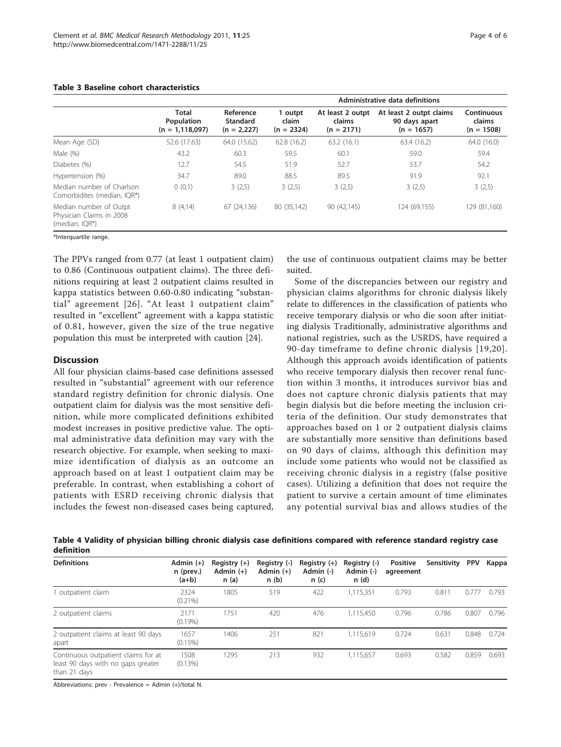**Table 3 Baseline cohort characteristics**

| | Total Population (n = 1,118,097) | Reference Standard (n = 2,227) | Administrative data definitions | | | |
|---|---|---|---|---|---|---|
| | | | 1 outpt claim (n = 2324) | At least 2 outpt claims (n = 2171) | At least 2 outpt claims 90 days apart (n = 1657) | Continuous claims (n = 1508) |
| Mean Age (SD) | 52.6 (17.63) | 64.0 (15.62) | 62.8 (16.2) | 63.2 (16.1) | 63.4 (16.2) | 64.0 (16.0) |
| Male (%) | 43.2 | 60.3 | 59.5 | 60.1 | 59.0 | 59.4 |
| Diabetes (%) | 12.7 | 54.5 | 51.9 | 52.7 | 53.7 | 54.2 |
| Hypertension (%) | 34.7 | 89.0 | 88.5 | 89.5 | 91.9 | 92.1 |
| Median number of Charlson Comorbidites (median, IQR*) | 0 (0,1) | 3 (2,5) | 3 (2,5) | 3 (2,5) | 3 (2,5) | 3 (2,5) |
| Median number of Outpt Physician Claims in 2008 (median, IQR*) | 8 (4,14) | 67 (24,136) | 80 (35,142) | 90 (42,145) | 124 (69,155) | 129 (81,160) |

*Interquartile range.

The PPVs ranged from 0.77 (at least 1 outpatient claim) to 0.86 (Continuous outpatient claims). The three definitions requiring at least 2 outpatient claims resulted in kappa statistics between 0.60-0.80 indicating "substantial" agreement [26]. "At least 1 outpatient claim" resulted in "excellent" agreement with a kappa statistic of 0.81, however, given the size of the true negative population this must be interpreted with caution [24].

## Discussion

All four physician claims-based case definitions assessed resulted in "substantial" agreement with our reference standard registry definition for chronic dialysis. One outpatient claim for dialysis was the most sensitive definition, while more complicated definitions exhibited modest increases in positive predictive value. The optimal administrative data definition may vary with the research objective. For example, when seeking to maximize identification of dialysis as an outcome an approach based on at least 1 outpatient claim may be preferable. In contrast, when establishing a cohort of patients with ESRD receiving chronic dialysis that includes the fewest non-diseased cases being captured, the use of continuous outpatient claims may be better suited.

Some of the discrepancies between our registry and physician claims algorithms for chronic dialysis likely relate to differences in the classification of patients who receive temporary dialysis or who die soon after initiating dialysis Traditionally, administrative algorithms and national registries, such as the USRDS, have required a 90-day timeframe to define chronic dialysis [19,20]. Although this approach avoids identification of patients who receive temporary dialysis then recover renal function within 3 months, it introduces survivor bias and does not capture chronic dialysis patients that may begin dialysis but die before meeting the inclusion criteria of the definition. Our study demonstrates that approaches based on 1 or 2 outpatient dialysis claims are substantially more sensitive than definitions based on 90 days of claims, although this definition may include some patients who would not be classified as receiving chronic dialysis in a registry (false positive cases). Utilizing a definition that does not require the patient to survive a certain amount of time eliminates any potential survival bias and allows studies of the

**Table 4 Validity of physician billing chronic dialysis case definitions compared with reference standard registry case definition**

| Definitions | Admin (+) n (prev.) (a+b) | Registry (+) Admin (+) n (a) | Registry (-) Admin (+) n (b) | Registry (+) Admin (-) n (c) | Registry (-) Admin (-) n (d) | Positive agreement | Sensitivity | PPV | Kappa |
|---|---|---|---|---|---|---|---|---|---|
| 1 outpatient claim | 2324 (0.21%) | 1805 | 519 | 422 | 1,115,351 | 0.793 | 0.811 | 0.777 | 0.793 |
| 2 outpatient claims | 2171 (0.19%) | 1751 | 420 | 476 | 1,115,450 | 0.796 | 0.786 | 0.807 | 0.796 |
| 2 outpatient claims at least 90 days apart | 1657 (0.15%) | 1406 | 251 | 821 | 1,115,619 | 0.724 | 0.631 | 0.848 | 0.724 |
| Continuous outpatient claims for at least 90 days with no gaps greater than 21 days | 1508 (0.13%) | 1295 | 213 | 932 | 1,115,657 | 0.693 | 0.582 | 0.859 | 0.693 |

Abbreviations: prev - Prevalence = Admin (+)/total N.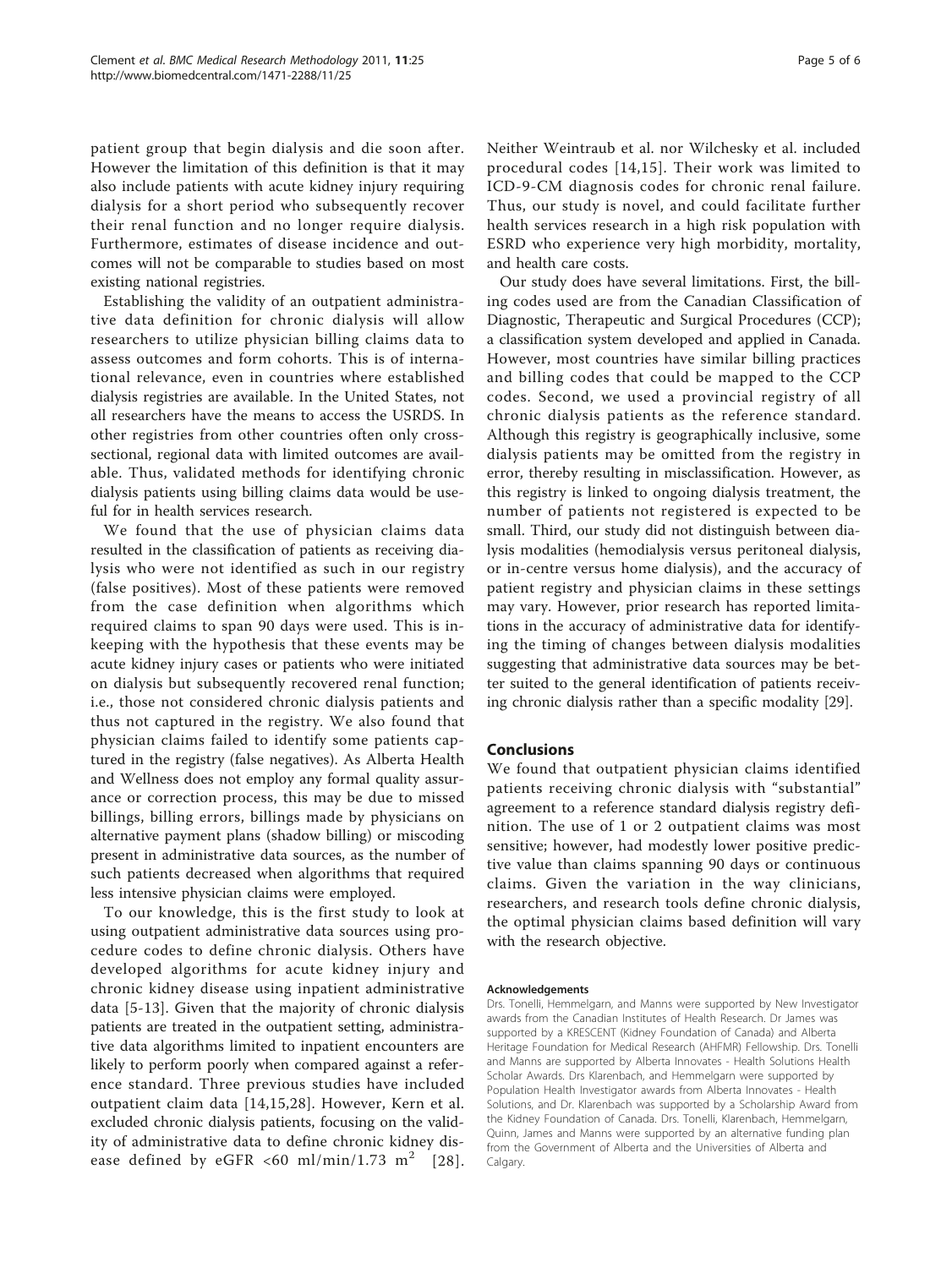patient group that begin dialysis and die soon after. However the limitation of this definition is that it may also include patients with acute kidney injury requiring dialysis for a short period who subsequently recover their renal function and no longer require dialysis. Furthermore, estimates of disease incidence and outcomes will not be comparable to studies based on most existing national registries.

Establishing the validity of an outpatient administrative data definition for chronic dialysis will allow researchers to utilize physician billing claims data to assess outcomes and form cohorts. This is of international relevance, even in countries where established dialysis registries are available. In the United States, not all researchers have the means to access the USRDS. In other registries from other countries often only cross-sectional, regional data with limited outcomes are available. Thus, validated methods for identifying chronic dialysis patients using billing claims data would be useful for in health services research.

We found that the use of physician claims data resulted in the classification of patients as receiving dialysis who were not identified as such in our registry (false positives). Most of these patients were removed from the case definition when algorithms which required claims to span 90 days were used. This is in-keeping with the hypothesis that these events may be acute kidney injury cases or patients who were initiated on dialysis but subsequently recovered renal function; i.e., those not considered chronic dialysis patients and thus not captured in the registry. We also found that physician claims failed to identify some patients captured in the registry (false negatives). As Alberta Health and Wellness does not employ any formal quality assurance or correction process, this may be due to missed billings, billing errors, billings made by physicians on alternative payment plans (shadow billing) or miscoding present in administrative data sources, as the number of such patients decreased when algorithms that required less intensive physician claims were employed.

To our knowledge, this is the first study to look at using outpatient administrative data sources using procedure codes to define chronic dialysis. Others have developed algorithms for acute kidney injury and chronic kidney disease using inpatient administrative data [5-13]. Given that the majority of chronic dialysis patients are treated in the outpatient setting, administrative data algorithms limited to inpatient encounters are likely to perform poorly when compared against a reference standard. Three previous studies have included outpatient claim data [14,15,28]. However, Kern et al. excluded chronic dialysis patients, focusing on the validity of administrative data to define chronic kidney disease defined by eGFR <60 ml/min/1.73 $m^2$ [28]. Neither Weintraub et al. nor Wilchesky et al. included procedural codes [14,15]. Their work was limited to ICD-9-CM diagnosis codes for chronic renal failure. Thus, our study is novel, and could facilitate further health services research in a high risk population with ESRD who experience very high morbidity, mortality, and health care costs.

Our study does have several limitations. First, the billing codes used are from the Canadian Classification of Diagnostic, Therapeutic and Surgical Procedures (CCP); a classification system developed and applied in Canada. However, most countries have similar billing practices and billing codes that could be mapped to the CCP codes. Second, we used a provincial registry of all chronic dialysis patients as the reference standard. Although this registry is geographically inclusive, some dialysis patients may be omitted from the registry in error, thereby resulting in misclassification. However, as this registry is linked to ongoing dialysis treatment, the number of patients not registered is expected to be small. Third, our study did not distinguish between dialysis modalities (hemodialysis versus peritoneal dialysis, or in-centre versus home dialysis), and the accuracy of patient registry and physician claims in these settings may vary. However, prior research has reported limitations in the accuracy of administrative data for identifying the timing of changes between dialysis modalities suggesting that administrative data sources may be better suited to the general identification of patients receiving chronic dialysis rather than a specific modality [29].

## Conclusions

We found that outpatient physician claims identified patients receiving chronic dialysis with "substantial" agreement to a reference standard dialysis registry definition. The use of 1 or 2 outpatient claims was most sensitive; however, had modestly lower positive predictive value than claims spanning 90 days or continuous claims. Given the variation in the way clinicians, researchers, and research tools define chronic dialysis, the optimal physician claims based definition will vary with the research objective.

#### Acknowledgements

Drs. Tonelli, Hemmelgarn, and Manns were supported by New Investigator awards from the Canadian Institutes of Health Research. Dr James was supported by a KRESCENT (Kidney Foundation of Canada) and Alberta Heritage Foundation for Medical Research (AHFMR) Fellowship. Drs. Tonelli and Manns are supported by Alberta Innovates - Health Solutions Health Scholar Awards. Drs Klarenbach, and Hemmelgarn were supported by Population Health Investigator awards from Alberta Innovates - Health Solutions, and Dr. Klarenbach was supported by a Scholarship Award from the Kidney Foundation of Canada. Drs. Tonelli, Klarenbach, Hemmelgarn, Quinn, James and Manns were supported by an alternative funding plan from the Government of Alberta and the Universities of Alberta and Calgary.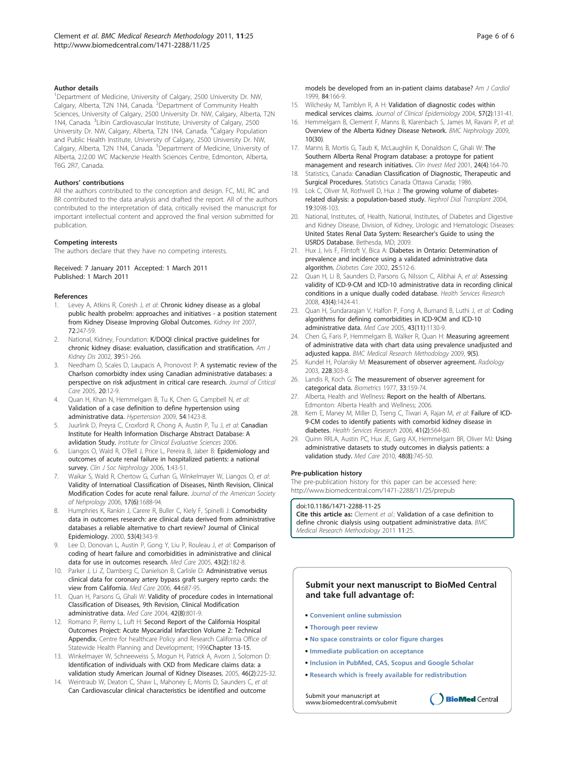### Author details

[1]Department of Medicine, University of Calgary, 2500 University Dr. NW, Calgary, Alberta, T2N 1N4, Canada. [2]Department of Community Health Sciences, University of Calgary, 2500 University Dr. NW, Calgary, Alberta, T2N 1N4, Canada. [3]Libin Cardiovascular Institute, University of Calgary, 2500 University Dr. NW, Calgary, Alberta, T2N 1N4, Canada. [4]Calgary Population and Public Health Institute, University of Calgary, 2500 University Dr. NW, Calgary, Alberta, T2N 1N4, Canada. [5]Department of Medicine, University of Alberta, 2J2.00 WC Mackenzie Health Sciences Centre, Edmonton, Alberta, T6G 2R7, Canada.

### Authors' contributions

All the authors contributed to the conception and design. FC, MJ, RC and BR contributed to the data analysis and drafted the report. All of the authors contributed to the interpretation of data, critically revised the manuscript for important intellectual content and approved the final version submitted for publication.

### Competing interests

The authors declare that they have no competing interests.

Received: 7 January 2011 Accepted: 1 March 2011
Published: 1 March 2011

### References

1. Levey A, Atkins R, Coresh J, *et al*: **Chronic kidney disease as a global public health probelm: approaches and initiatives - a position statement from Kidney Disease Improving Global Outcomes.** *Kidney Int* 2007, **72**:247-59.
2. National, Kidney, Foundation: **K/DOQI clinical practive guidelines for chronic kidney disase: evaluation, classification and stratification.** *Am J Kidney Dis* 2002, **39**:S1-266.
3. Needham D, Scales D, Laupacis A, Pronovost P: **A systematic review of the Charlson comorbidty index using Canadian administrative databases: a perspective on risk adjustment in critical care research.** *Journal of Critical Care* 2005, **20**:12-9.
4. Quan H, Khan N, Hemmelgarn B, Tu K, Chen G, Campbell N, *et al*: **Validation of a case definition to define hypertension using administrative data.** *Hypertension* 2009, **54**:1423-8.
5. Juurlink D, Preyra C, Croxford R, Chong A, Austin P, Tu J, *et al*: **Canadian Institute for Health Information Discharge Abstract Database: A avlidation Study.** *Institute for Clinical Evaluative Sciences* 2006.
6. Liangos O, Wald R, O'Bell J, Price L, Pereira B, Jaber B: **Epidemiology and outcomes of acute renal failure in hospitalized patients: a national survey.** *Clin J Soc Nephrology* 2006, **1**:43-51.
7. Waikar S, Wald R, Chertow G, Curhan G, Winkelmayer W, Liangos O, *et al*: **Validity of Internatioal Classification of Diseases, Ninth Revision, Clinical Modification Codes for acute renal failure.** *Journal of the American Society of Nehprology* 2006, **17(6)**:1688-94.
8. Humphries K, Rankin J, Carere R, Buller C, Kiely F, Spinelli J: **Comorbidity data in outcomes research: are clinical data derived from administrative databases a reliable alternative to chart review?** Journal of Clinical Epidemiology. 2000, **53(4)**:343-9.
9. Lee D, Donovan L, Austin P, Gong Y, Liu P, Rouleau J, *et al*: **Comparison of coding of heart failure and comorbidities in administrative and clinical data for use in outcomes research.** *Med Care* 2005, **43(2)**:182-8.
10. Parker J, Li Z, Damberg C, Danielson B, Carlisle D: **Administrative versus clinical data for coronary artery bypass graft surgery reprto cards: the view from California.** *Med Care* 2006, **44**:687-95.
11. Quan H, Parsons G, Ghali W: **Validity of procedure codes in International Classification of Diseases, 9th Revision, Clinical Modification administrative data.** *Med Care* 2004, **42(8)**:801-9.
12. Romano P, Remy L, Luft H: **Second Report of the California Hospital Outcomes Project: Acute Myocaridal Infarction Volume 2: Technical Appendix.** Centre for healthcare Policy and Research California Office of Statewide Health Planning and Development; 1996Chapter 13-15.
13. Winkelmayer W, Schneeweiss S, Mogun H, Patrick A, Avorn J, Solomon D: **Identification of individuals with CKD from Medicare claims data: a validation study American Journal of Kidney Diseases.** 2005, **46(2)**:225-32.
14. Weintraub W, Deaton C, Shaw L, Mahoney E, Morris D, Saunders C, *et al*: **Can Cardiovascular clinical characteristics be identified and outcome models be developed from an in-patient claims database?** *Am J Cardiol* 1999, **84**:166-9.
15. Wilchesky M, Tamblyn R, A H: **Validation of diagnostic codes within medical services claims.** *Journal of Clinical Epidemiology* 2004, **57(2)**:131-41.
16. Hemmelgarn B, Clement F, Manns B, Klarenbach S, James M, Ravani P, *et al*: **Overview of the Alberta Kidney Disease Network.** *BMC Nephrology* 2009, **10(30)**.
17. Manns B, Mortis G, Taub K, McLaughlin K, Donaldson C, Ghali W: **The Southern Alberta Renal Program database: a protoype for patient management and research initiatives.** *Clin Invest Med* 2001, **24(4)**:164-70.
18. Statistics, Canada: **Canadian Classification of Diagnostic, Therapeutic and Surgical Procedures.** Statistics Canada Ottawa Canada; 1986.
19. Lok C, Oliver M, Rothwell D, Hux J: **The growing volume of diabetes-related dialysis: a population-based study.** *Nephrol Dial Transplant* 2004, **19**:3098-103.
20. National, Institutes, of, Health, National, Institutes, of Diabetes and Digestive and Kidney Disease, Division, of Kidney, Urologic and Hematologic Diseases: **United States Renal Data System: Researcher's Guide to using the USRDS Database.** Bethesda, MD; 2009.
21. Hux J, Ivis F, Flintoft V, Bica A: **Diabetes in Ontario: Determination of prevalence and incidence using a validated administrative data algorithm.** *Diabetes Care* 2002, **25**:512-6.
22. Quan H, Li B, Saunders D, Parsons G, Nilsson C, Alibhai A, *et al*: **Assessing validity of ICD-9-CM and ICD-10 administrative data in recording clinical conditions in a unique dually coded database.** *Health Services Research* 2008, **43(4)**:1424-41.
23. Quan H, Sundararajan V, Halfon P, Fong A, Burnand B, Luthi J, *et al*: **Coding algorithms for defining comorbidities in ICD-9CM and ICD-10 administrative data.** *Med Care* 2005, **43(11)**:1130-9.
24. Chen G, Faris P, Hemmelgarn B, Walker R, Quan H: **Measuring agreement of administrative data with chart data using prevalence unadjusted and adjusted kappa.** *BMC Medical Research Methodology* 2009, **9(5)**.
25. Kundel H, Polansky M: **Measurement of observer agreement.** *Radiology* 2003, **228**:303-8.
26. Landis R, Koch G: **The measurement of observer agreement for categorical data.** *Biometrics* 1977, **33**:159-74.
27. Alberta, Health and Wellness: **Report on the health of Albertans.** Edmonton: Alberta Health and Wellness; 2006.
28. Kern E, Maney M, Miller D, Tseng C, Tiwari A, Rajan M, *et al*: **Failure of ICD-9-CM codes to identify patients with comorbid kidney disease in diabetes.** *Health Services Research* 2006, **41(2)**:564-80.
29. Quinn RRLA, Austin PC, Hux JE, Garg AX, Hemmelgarn BR, Oliver MJ: **Using administrative datasets to study outcomes in dialysis patients: a validation study.** *Med Care* 2010, **48(8)**:745-50.

### Pre-publication history

The pre-publication history for this paper can be accessed here:
http://www.biomedcentral.com/1471-2288/11/25/prepub

doi:10.1186/1471-2288-11-25
**Cite this article as:** Clement *et al.*: Validation of a case definition to define chronic dialysis using outpatient administrative data. *BMC Medical Research Methodology* 2011 **11**:25.

**Submit your next manuscript to BioMed Central and take full advantage of:**

- **Convenient online submission**
- **Thorough peer review**
- **No space constraints or color figure charges**
- **Immediate publication on acceptance**
- **Inclusion in PubMed, CAS, Scopus and Google Scholar**
- **Research which is freely available for redistribution**

Submit your manuscript at
www.biomedcentral.com/submit

BioMed Central